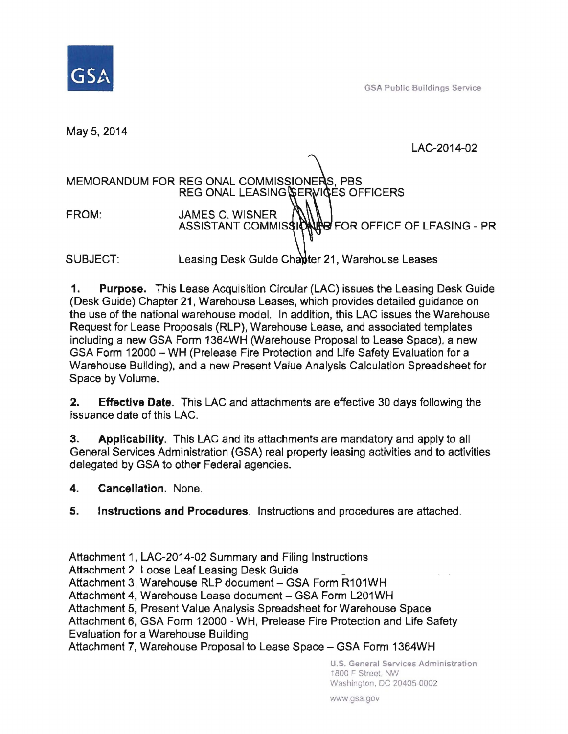GSA

GSA Public Buildings Service

May 5, 2014

LAC-2014-02

MEMORANDUM FOR REGIONAL COMMISSIONERS, PBS
REGIONAL LEASING SERVICES OFFICERS

FROM: JAMES C. WISNER
ASSISTANT COMMISSIONER FOR OFFICE OF LEASING - PR

SUBJECT: Leasing Desk Guide Chapter 21, Warehouse Leases

1. **Purpose.** This Lease Acquisition Circular (LAC) issues the Leasing Desk Guide (Desk Guide) Chapter 21, Warehouse Leases, which provides detailed guidance on the use of the national warehouse model. In addition, this LAC issues the Warehouse Request for Lease Proposals (RLP), Warehouse Lease, and associated templates including a new GSA Form 1364WH (Warehouse Proposal to Lease Space), a new GSA Form 12000 – WH (Prelease Fire Protection and Life Safety Evaluation for a Warehouse Building), and a new Present Value Analysis Calculation Spreadsheet for Space by Volume.

2. **Effective Date**. This LAC and attachments are effective 30 days following the issuance date of this LAC.

3. **Applicability**. This LAC and its attachments are mandatory and apply to all General Services Administration (GSA) real property leasing activities and to activities delegated by GSA to other Federal agencies.

4. **Cancellation.** None.

5. **Instructions and Procedures**. Instructions and procedures are attached.

Attachment 1, LAC-2014-02 Summary and Filing Instructions
Attachment 2, Loose Leaf Leasing Desk Guide
Attachment 3, Warehouse RLP document – GSA Form R101WH
Attachment 4, Warehouse Lease document – GSA Form L201WH
Attachment 5, Present Value Analysis Spreadsheet for Warehouse Space
Attachment 6, GSA Form 12000 - WH, Prelease Fire Protection and Life Safety Evaluation for a Warehouse Building
Attachment 7, Warehouse Proposal to Lease Space – GSA Form 1364WH

U.S. General Services Administration
1800 F Street, NW
Washington, DC 20405-0002

www.gsa.gov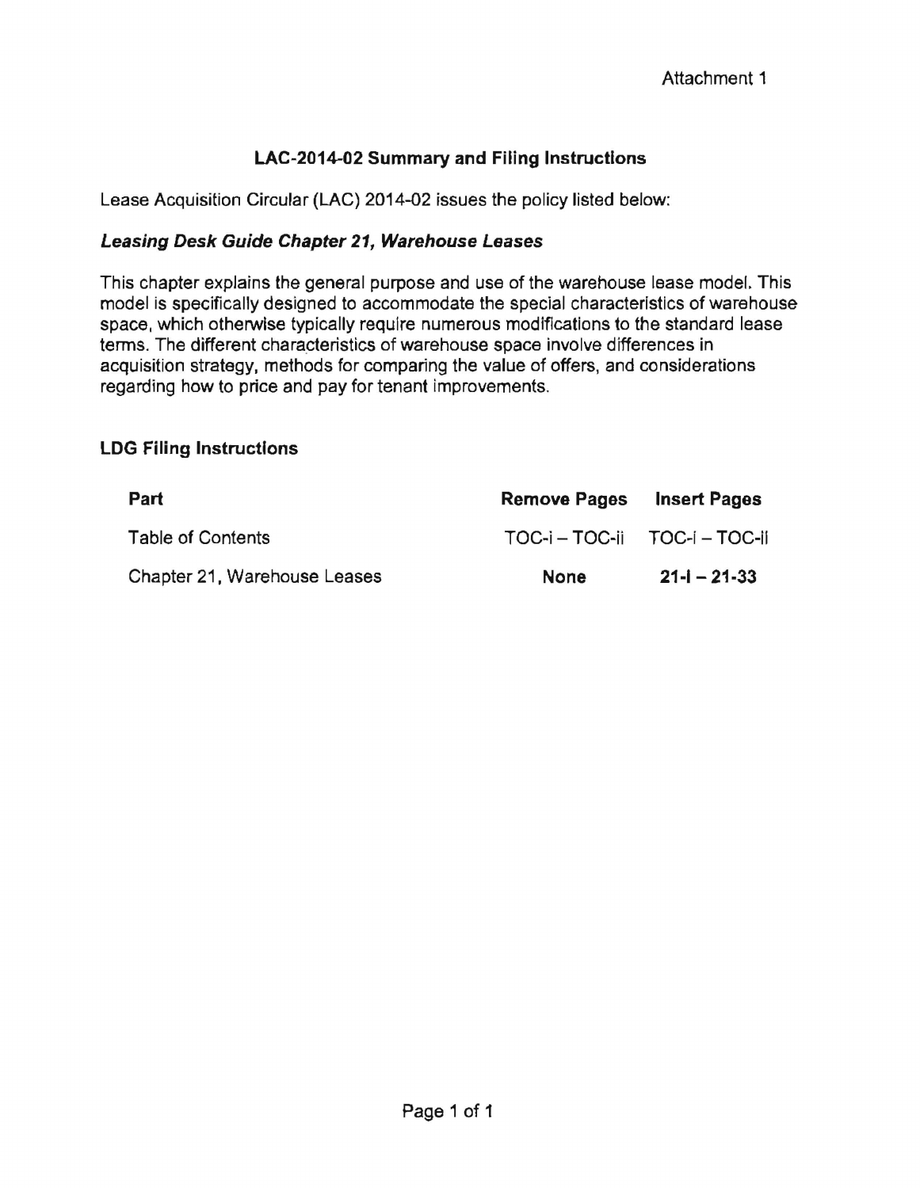Attachment 1

## LAC-2014-02 Summary and Filing Instructions

Lease Acquisition Circular (LAC) 2014-02 issues the policy listed below:

### *Leasing Desk Guide Chapter 21, Warehouse Leases*

This chapter explains the general purpose and use of the warehouse lease model. This model is specifically designed to accommodate the special characteristics of warehouse space, which otherwise typically require numerous modifications to the standard lease terms. The different characteristics of warehouse space involve differences in acquisition strategy, methods for comparing the value of offers, and considerations regarding how to price and pay for tenant improvements.

### LDG Filing Instructions

| Part | Remove Pages | Insert Pages |
|---|---|---|
| Table of Contents | TOC-i – TOC-ii | TOC-i – TOC-ii |
| Chapter 21, Warehouse Leases | **None** | **21-i – 21-33** |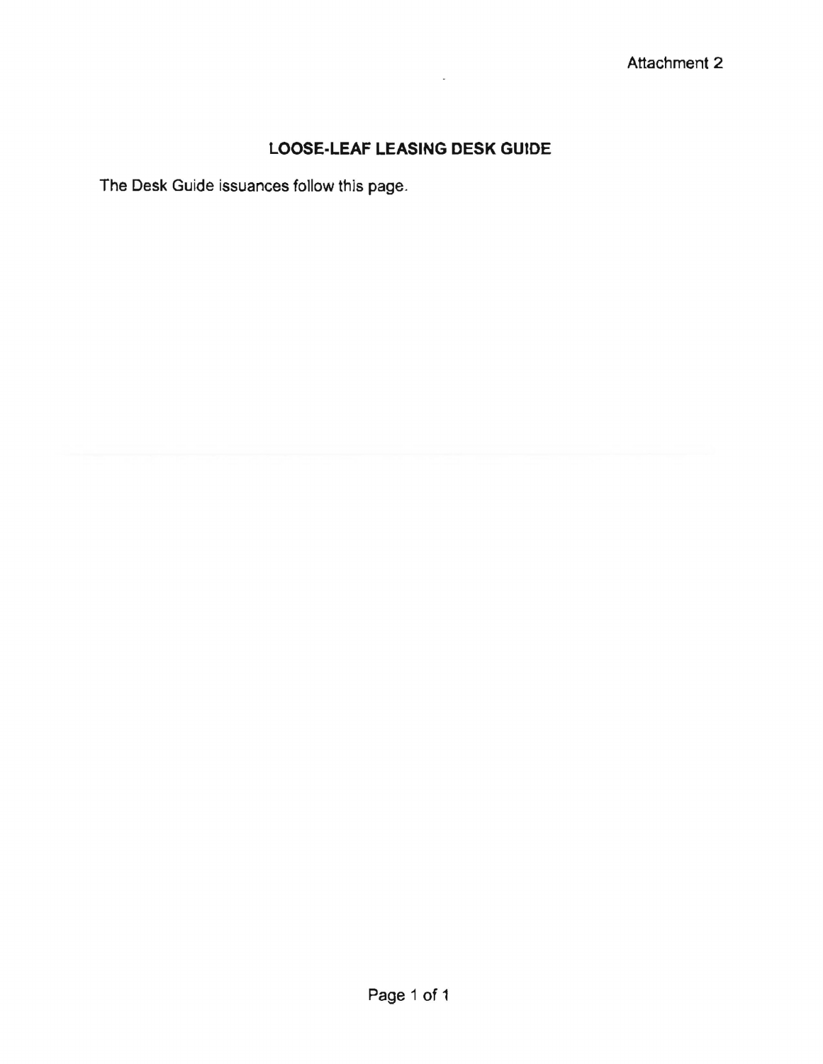Attachment 2

## LOOSE-LEAF LEASING DESK GUIDE

The Desk Guide issuances follow this page.